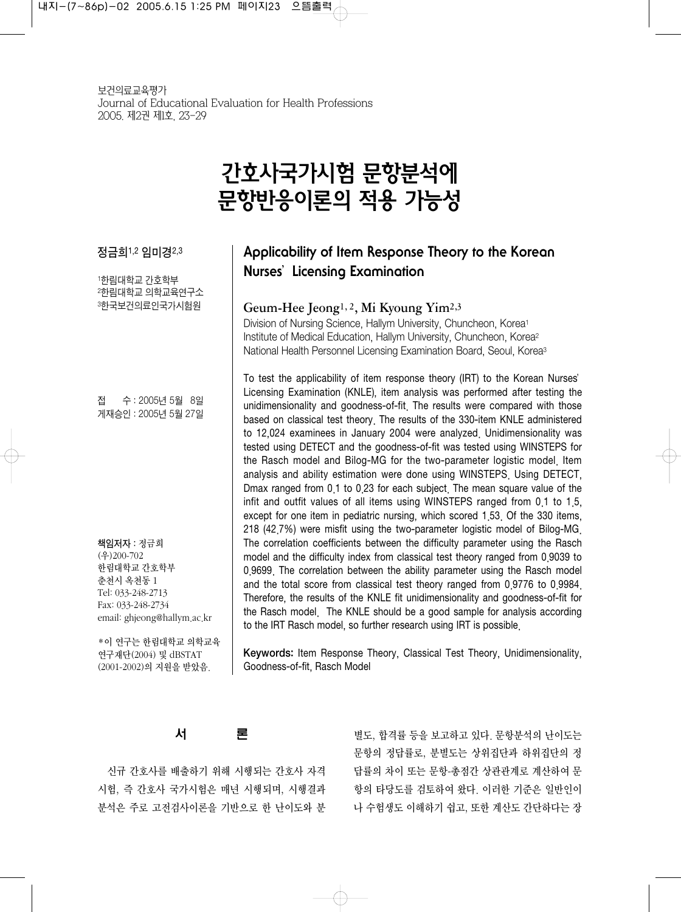# 간호사국가시험 문항분석에 문항반응이론의 적용 가능성

정금희[1,2] 임미경[2,3]

[1]한림대학교 간호학부
[2]한림대학교 의학교육연구소
[3]한국보건의료인국가시험원

접 수 : 2005년 5월 8일
게재승인 : 2005년 5월 27일

**책임저자** : 정금희
(우)200-702
한림대학교 간호학부
춘천시 옥천동 1
Tel: 033-248-2713
Fax: 033-248-2734
email: ghjeong@hallym.ac.kr

*이 연구는 한림대학교 의학교육연구재단(2004) 및 dBSTAT (2001-2002)의 지원을 받았음.

## Applicability of Item Response Theory to the Korean Nurses' Licensing Examination

**Geum-Hee Jeong[1,2], Mi Kyoung Yim[2,3]**

Division of Nursing Science, Hallym University, Chuncheon, Korea[1]
Institute of Medical Education, Hallym University, Chuncheon, Korea[2]
National Health Personnel Licensing Examination Board, Seoul, Korea[3]

To test the applicability of item response theory (IRT) to the Korean Nurses' Licensing Examination (KNLE), item analysis was performed after testing the unidimensionality and goodness-of-fit. The results were compared with those based on classical test theory. The results of the 330-item KNLE administered to 12,024 examinees in January 2004 were analyzed. Unidimensionality was tested using DETECT and the goodness-of-fit was tested using WINSTEPS for the Rasch model and Bilog-MG for the two-parameter logistic model. Item analysis and ability estimation were done using WINSTEPS. Using DETECT, Dmax ranged from 0.1 to 0.23 for each subject. The mean square value of the infit and outfit values of all items using WINSTEPS ranged from 0.1 to 1.5, except for one item in pediatric nursing, which scored 1.53. Of the 330 items, 218 (42.7%) were misfit using the two-parameter logistic model of Bilog-MG. The correlation coefficients between the difficulty parameter using the Rasch model and the difficulty index from classical test theory ranged from 0.9039 to 0.9699. The correlation between the ability parameter using the Rasch model and the total score from classical test theory ranged from 0.9776 to 0.9984. Therefore, the results of the KNLE fit unidimensionality and goodness-of-fit for the Rasch model. The KNLE should be a good sample for analysis according to the IRT Rasch model, so further research using IRT is possible.

**Keywords:** Item Response Theory, Classical Test Theory, Unidimensionality, Goodness-of-fit, Rasch Model

## 서 론

신규 간호사를 배출하기 위해 시행되는 간호사 자격시험, 즉 간호사 국가시험은 매년 시행되며, 시행결과 분석은 주로 고전검사이론을 기반으로 한 난이도와 분별도, 합격률 등을 보고하고 있다. 문항분석의 난이도는 문항의 정답률로, 분별도는 상위집단과 하위집단의 정답률의 차이 또는 문항-총점간 상관관계로 계산하여 문항의 타당도를 검토하여 왔다. 이러한 기준은 일반인이나 수험생도 이해하기 쉽고, 또한 계산도 간단하다는 장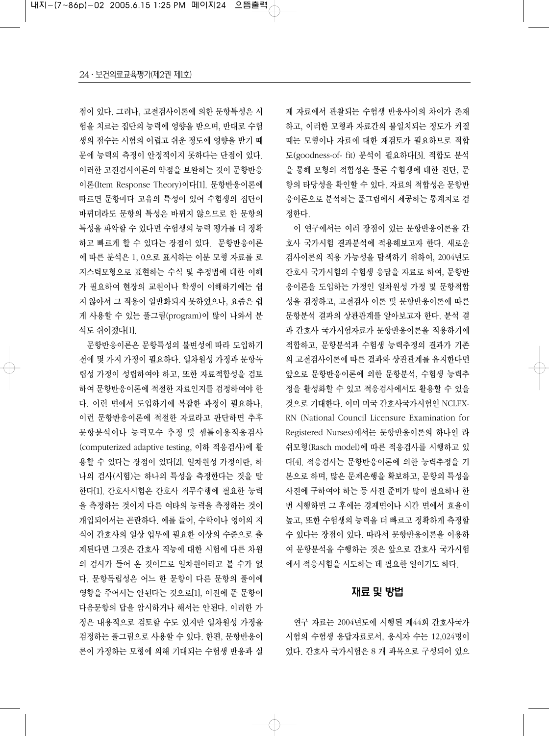점이 있다. 그러나, 고전검사이론에 의한 문항특성은 시험을 치르는 집단의 능력에 영향을 받으며, 반대로 수험생의 점수는 시험의 어렵고 쉬운 정도에 영향을 받기 때문에 능력의 측정이 안정적이지 못하다는 단점이 있다. 이러한 고전검사이론의 약점을 보완하는 것이 문항반응이론(Item Response Theory)이다[1]. 문항반응이론에 따르면 문항마다 고유의 특성이 있어 수험생의 집단이 바뀌더라도 문항의 특성은 바뀌지 않으므로 한 문항의 특성을 파악할 수 있다면 수험생의 능력 평가를 더 정확하고 빠르게 할 수 있다는 장점이 있다. 문항반응이론에 따른 분석은 1, 0으로 표시하는 이분 모형 자료를 로지스틱모형으로 표현하는 수식 및 추정법에 대한 이해가 필요하여 현장의 교원이나 학생이 이해하기에는 쉽지 않아서 그 적용이 일반화되지 못하였으나, 요즘은 쉽게 사용할 수 있는 풀그림(program)이 많이 나와서 분석도 쉬어졌다[1].

문항반응이론은 문항특성의 불변성에 따라 도입하기 전에 몇 가지 가정이 필요하다. 일차원성 가정과 문항독립성 가정이 성립하여야 하고, 또한 자료적합성을 검토하여 문항반응이론에 적절한 자료인지를 검정하여야 한다. 이런 면에서 도입하기에 복잡한 과정이 필요하나, 이런 문항반응이론에 적절한 자료라고 판단하면 추후 문항분석이나 능력모수 추정 및 셈틀이용적응검사(computerized adaptive testing, 이하 적응검사)에 활용할 수 있다는 장점이 있다[2]. 일차원성 가정이란, 하나의 검사(시험)는 하나의 특성을 측정한다는 것을 말한다[1]. 간호사시험은 간호사 직무수행에 필요한 능력을 측정하는 것이지 다른 여타의 능력을 측정하는 것이 개입되어서는 곤란하다. 예를 들어, 수학이나 영어의 지식이 간호사의 일상 업무에 필요한 이상의 수준으로 출제된다면 그것은 간호사 직능에 대한 시험에 다른 차원의 검사가 들어 온 것이므로 일차원이라고 볼 수가 없다. 문항독립성은 어느 한 문항이 다른 문항의 풀이에 영향을 주어서는 안된다는 것으로[1], 이전에 푼 문항이 다음문항의 답을 암시하거나 해서는 안된다. 이러한 가정은 내용적으로 검토할 수도 있지만 일차원성 가정을 검정하는 풀그림으로 사용할 수 있다. 한편, 문항반응이론이 가정하는 모형에 의해 기대되는 수험생 반응과 실제 자료에서 관찰되는 수험생 반응사이의 차이가 존재하고, 이러한 모형과 자료간의 불일치되는 정도가 커질 때는 모형이나 자료에 대한 재검토가 필요하므로 적합도(goodness-of- fit) 분석이 필요하다[3]. 적합도 분석을 통해 모형의 적합성은 물론 수험생에 대한 진단, 문항의 타당성을 확인할 수 있다. 자료의 적합성은 문항반응이론으로 분석하는 풀그림에서 제공하는 통계치로 검정한다.

이 연구에서는 여러 장점이 있는 문항반응이론을 간호사 국가시험 결과분석에 적용해보고자 한다. 새로운 검사이론의 적용 가능성을 탐색하기 위하여, 2004년도 간호사 국가시험의 수험생 응답을 자료로 하여, 문항반응이론을 도입하는 가정인 일차원성 가정 및 문항적합성을 검정하고, 고전검사 이론 및 문항반응이론에 따른 문항분석 결과의 상관관계를 알아보고자 한다. 분석 결과 간호사 국가시험자료가 문항반응이론을 적용하기에 적합하고, 문항분석과 수험생 능력추정의 결과가 기존의 고전검사이론에 따른 결과와 상관관계를 유지한다면 앞으로 문항반응이론에 의한 문항분석, 수험생 능력추정을 활성화할 수 있고 적응검사에서도 활용할 수 있을 것으로 기대한다. 이미 미국 간호사국가시험인 NCLEX-RN (National Council Licensure Examination for Registered Nurses)에서는 문항반응이론의 하나인 라쉬모형(Rasch model)에 따른 적응검사를 시행하고 있다[4]. 적응검사는 문항반응이론에 의한 능력추정을 기본으로 하며, 많은 문제은행을 확보하고, 문항의 특성을 사전에 구하여야 하는 등 사전 준비가 많이 필요하나 한 번 시행하면 그 후에는 경제면이나 시간 면에서 효율이 높고, 또한 수험생의 능력을 더 빠르고 정확하게 측정할 수 있다는 장점이 있다. 따라서 문항반응이론을 이용하여 문항분석을 수행하는 것은 앞으로 간호사 국가시험에서 적응시험을 시도하는 데 필요한 일이기도 하다.

## 재료 및 방법

연구 자료는 2004년도에 시행된 제44회 간호사국가시험의 수험생 응답자료로서, 응시자 수는 12,024명이었다. 간호사 국가시험은 8 개 과목으로 구성되어 있으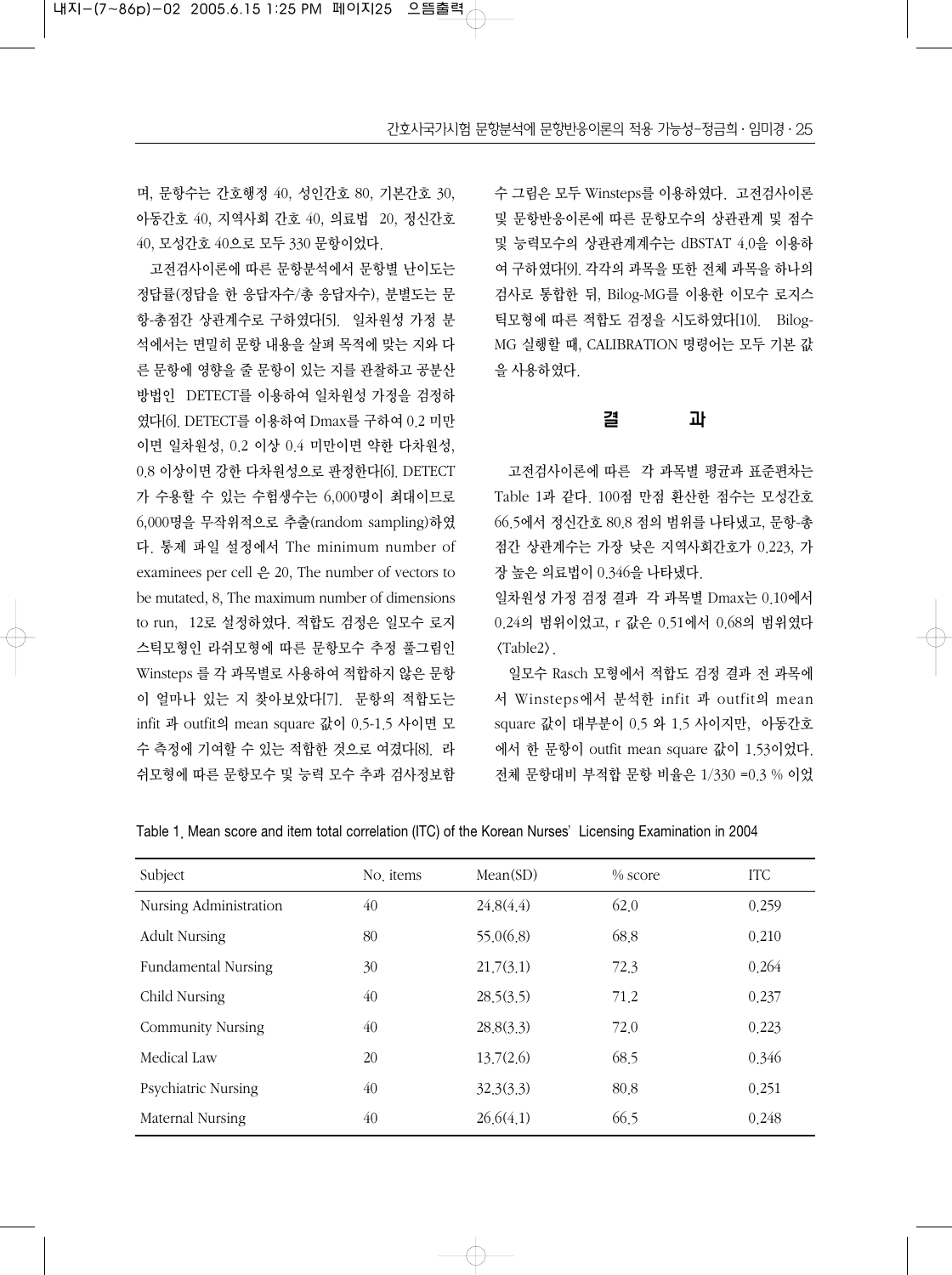며, 문항수는 간호행정 40, 성인간호 80, 기본간호 30, 아동간호 40, 지역사회 간호 40, 의료법 20, 정신간호 40, 모성간호 40으로 모두 330 문항이었다.

고전검사이론에 따른 문항분석에서 문항별 난이도는 정답률(정답을 한 응답자수/총 응답자수), 분별도는 문항-총점간 상관계수로 구하였다[5]. 일차원성 가정 분석에서는 면밀히 문항 내용을 살펴 목적에 맞는 지와 다른 문항에 영향을 줄 문항이 있는 지를 관찰하고 공분산 방법인 DETECT를 이용하여 일차원성 가정을 검정하였다[6]. DETECT를 이용하여 Dmax를 구하여 0.2 미만이면 일차원성, 0.2 이상 0.4 미만이면 약한 다차원성, 0.8 이상이면 강한 다차원성으로 판정한다[6]. DETECT가 수용할 수 있는 수험생수는 6,000명이 최대이므로 6,000명을 무작위적으로 추출(random sampling)하였다. 통제 파일 설정에서 The minimum number of examinees per cell 은 20, The number of vectors to be mutated, 8, The maximum number of dimensions to run, 12로 설정하였다. 적합도 검정은 일모수 로지스틱모형인 라쉬모형에 따른 문항모수 추정 풀그림인 Winsteps 를 각 과목별로 사용하여 적합하지 않은 문항이 얼마나 있는 지 찾아보았다[7]. 문항의 적합도는 infit 과 outfit의 mean square 값이 0.5-1.5 사이이면 모수 측정에 기여할 수 있는 적합한 것으로 여겼다[8]. 라쉬모형에 따른 문항모수 및 능력 모수 추과 검사정보함수 그림은 모두 Winsteps를 이용하였다. 고전검사이론 및 문항반응이론에 따른 문항모수의 상관관계 및 점수 및 능력모수의 상관관계계수는 dBSTAT 4.0을 이용하여 구하였다[9]. 각각의 과목을 또한 전체 과목을 하나의 검사로 통합한 뒤, Bilog-MG를 이용한 이모수 로지스틱모형에 따른 적합도 검정을 시도하였다[10]. Bilog-MG 실행할 때, CALIBRATION 명령어는 모두 기본 값을 사용하였다.

## 결 과

고전검사이론에 따른 각 과목별 평균과 표준편차는 Table 1과 같다. 100점 만점 환산한 점수는 모성간호 66.5에서 정신간호 80.8 점의 범위를 나타냈고, 문항-총점간 상관계수는 가장 낮은 지역사회간호가 0.223, 가장 높은 의료법이 0.346을 나타냈다.

일차원성 가정 검정 결과 각 과목별 Dmax는 0.10에서 0.24의 범위이었고, r 값은 0.51에서 0.68의 범위였다 〈Table2〉.

일모수 Rasch 모형에서 적합도 검정 결과 전 과목에서 Winsteps에서 분석한 infit 과 outfit의 mean square 값이 대부분이 0.5 와 1.5 사이지만, 아동간호에서 한 문항이 outfit mean square 값이 1.53이었다. 전체 문항대비 부적합 문항 비율은 1/330 =0.3 % 이었

Table 1. Mean score and item total correlation (ITC) of the Korean Nurses' Licensing Examination in 2004

| Subject | No. items | Mean(SD) | % score | ITC |
|---|---|---|---|---|
| Nursing Administration | 40 | 24.8(4.4) | 62.0 | 0.259 |
| Adult Nursing | 80 | 55.0(6.8) | 68.8 | 0.210 |
| Fundamental Nursing | 30 | 21.7(3.1) | 72.3 | 0.264 |
| Child Nursing | 40 | 28.5(3.5) | 71.2 | 0.237 |
| Community Nursing | 40 | 28.8(3.3) | 72.0 | 0.223 |
| Medical Law | 20 | 13.7(2.6) | 68.5 | 0.346 |
| Psychiatric Nursing | 40 | 32.3(3.3) | 80.8 | 0.251 |
| Maternal Nursing | 40 | 26.6(4.1) | 66.5 | 0.248 |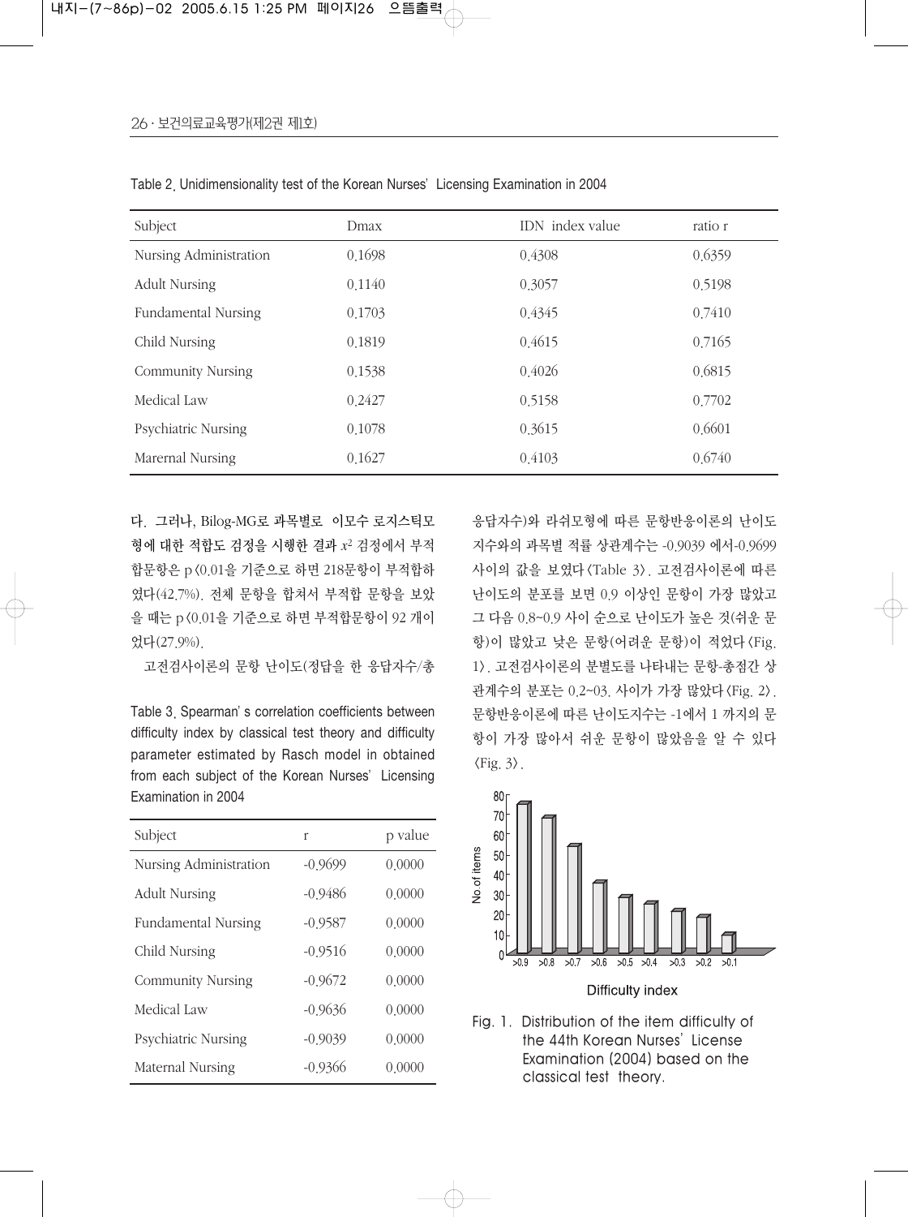Table 2. Unidimensionality test of the Korean Nurses' Licensing Examination in 2004

| Subject | Dmax | IDN index value | ratio r |
|---|---|---|---|
| Nursing Administration | 0.1698 | 0.4308 | 0.6359 |
| Adult Nursing | 0.1140 | 0.3057 | 0.5198 |
| Fundamental Nursing | 0.1703 | 0.4345 | 0.7410 |
| Child Nursing | 0.1819 | 0.4615 | 0.7165 |
| Community Nursing | 0.1538 | 0.4026 | 0.6815 |
| Medical Law | 0.2427 | 0.5158 | 0.7702 |
| Psychiatric Nursing | 0.1078 | 0.3615 | 0.6601 |
| Marernal Nursing | 0.1627 | 0.4103 | 0.6740 |

다. 그러나, Bilog-MG로 과목별로 이모수 로지스틱모형에 대한 적합도 검정을 시행한 결과 $x^2$ 검정에서 부적합문항은 p<0.01을 기준으로 하면 218문항이 부적합하였다(42.7%). 전체 문항을 합쳐서 부적합 문항을 보았을 때는 p<0.01을 기준으로 하면 부적합문항이 92 개이었다(27.9%).

고전검사이론의 문항 난이도(정답을 한 응답자수/총응답자수)와 라쉬모형에 따른 문항반응이론의 난이도 지수와의 과목별 적률 상관계수는 -0.9039 에서-0.9699 사이의 값을 보였다<Table 3>. 고전검사이론에 따른 난이도의 분포를 보면 0.9 이상인 문항이 가장 많았고 그 다음 0.8~0.9 사이 순으로 난이도가 높은 것(쉬운 문항)이 많았고 낮은 문항(어려운 문항)이 적었다<Fig. 1>. 고전검사이론의 분별도를 나타내는 문항-총점간 상관계수의 분포는 0.2~03. 사이가 가장 많았다<Fig. 2>. 문항반응이론에 따른 난이도지수는 -1에서 1 까지의 문항이 가장 많아서 쉬운 문항이 많았음을 알 수 있다<Fig. 3>.

Table 3. Spearman's correlation coefficients between difficulty index by classical test theory and difficulty parameter estimated by Rasch model in obtained from each subject of the Korean Nurses' Licensing Examination in 2004

| Subject | r | p value |
|---|---|---|
| Nursing Administration | -0.9699 | 0.0000 |
| Adult Nursing | -0.9486 | 0.0000 |
| Fundamental Nursing | -0.9587 | 0.0000 |
| Child Nursing | -0.9516 | 0.0000 |
| Community Nursing | -0.9672 | 0.0000 |
| Medical Law | -0.9636 | 0.0000 |
| Psychiatric Nursing | -0.9039 | 0.0000 |
| Maternal Nursing | -0.9366 | 0.0000 |

Fig. 1. Distribution of the item difficulty of the 44th Korean Nurses' License Examination (2004) based on the classical test theory.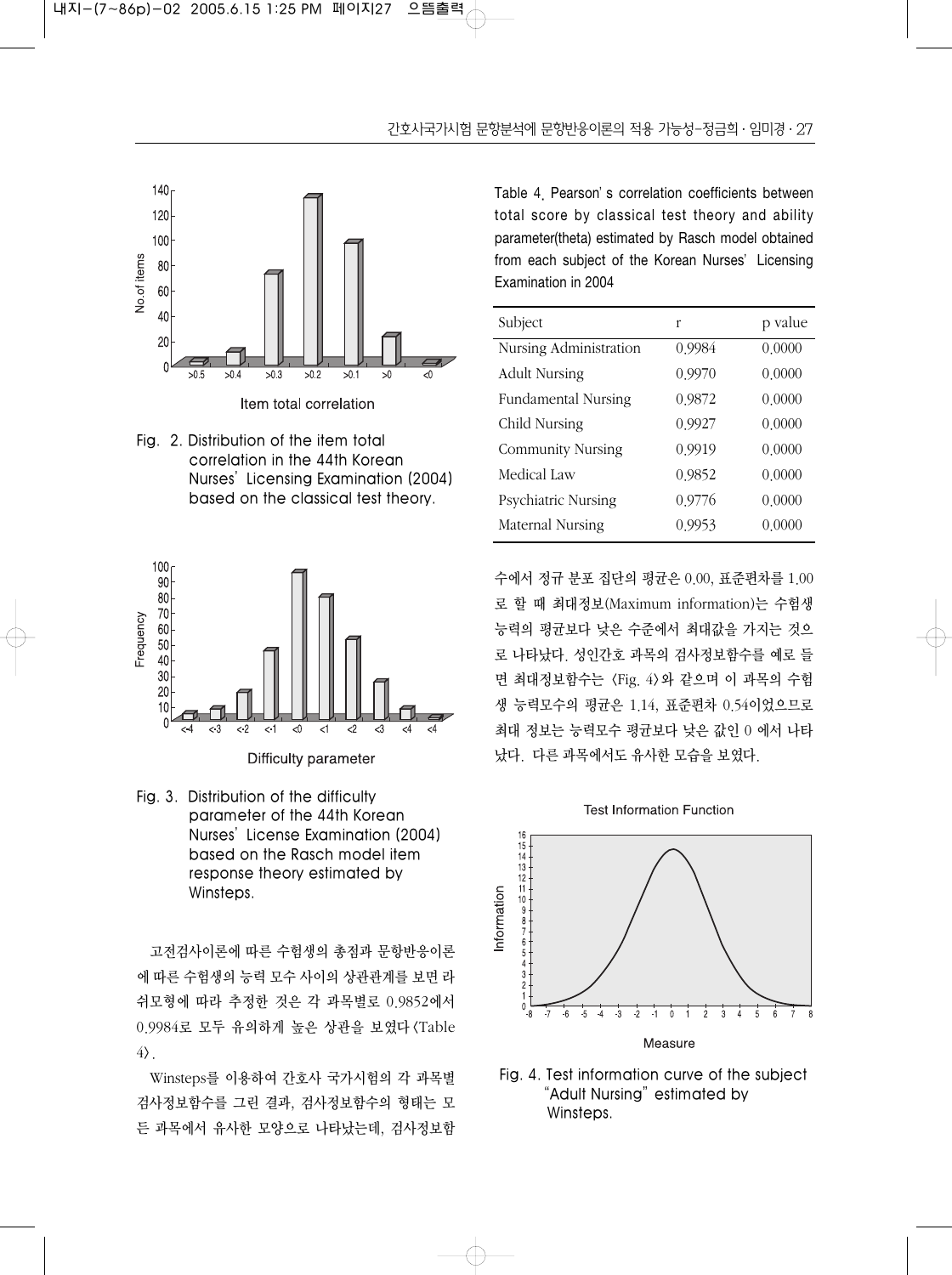Fig. 2. Distribution of the item total correlation in the 44th Korean Nurses' Licensing Examination (2004) based on the classical test theory.

Fig. 3. Distribution of the difficulty parameter of the 44th Korean Nurses' License Examination (2004) based on the Rasch model item response theory estimated by Winsteps.

고전검사이론에 따른 수험생의 총점과 문항반응이론에 따른 수험생의 능력 모수 사이의 상관관계를 보면 라쉬모형에 따라 추정한 것은 각 과목별로 0.9852에서 0.9984로 모두 유의하게 높은 상관을 보였다(Table 4).

Winsteps를 이용하여 간호사 국가시험의 각 과목별 검사정보함수를 그린 결과, 검사정보함수의 형태는 모든 과목에서 유사한 모양으로 나타났는데, 검사정보함수에서 정규 분포 집단의 평균은 0.00, 표준편차를 1.00로 할 때 최대정보(Maximum information)는 수험생 능력의 평균보다 낮은 수준에서 최대값을 가지는 것으로 나타났다. 성인간호 과목의 검사정보함수를 예로 들면 최대정보함수는 ⟨Fig. 4⟩와 같으며 이 과목의 수험생 능력모수의 평균은 1.14, 표준편차 0.54이었으므로 최대 정보는 능력모수 평균보다 낮은 값인 0 에서 나타났다. 다른 과목에서도 유사한 모습을 보였다.

Table 4. Pearson's correlation coefficients between total score by classical test theory and ability parameter(theta) estimated by Rasch model obtained from each subject of the Korean Nurses' Licensing Examination in 2004

| Subject | r | p value |
|---|---|---|
| Nursing Administration | 0.9984 | 0.0000 |
| Adult Nursing | 0.9970 | 0.0000 |
| Fundamental Nursing | 0.9872 | 0.0000 |
| Child Nursing | 0.9927 | 0.0000 |
| Community Nursing | 0.9919 | 0.0000 |
| Medical Law | 0.9852 | 0.0000 |
| Psychiatric Nursing | 0.9776 | 0.0000 |
| Maternal Nursing | 0.9953 | 0.0000 |

Fig. 4. Test information curve of the subject "Adult Nursing" estimated by Winsteps.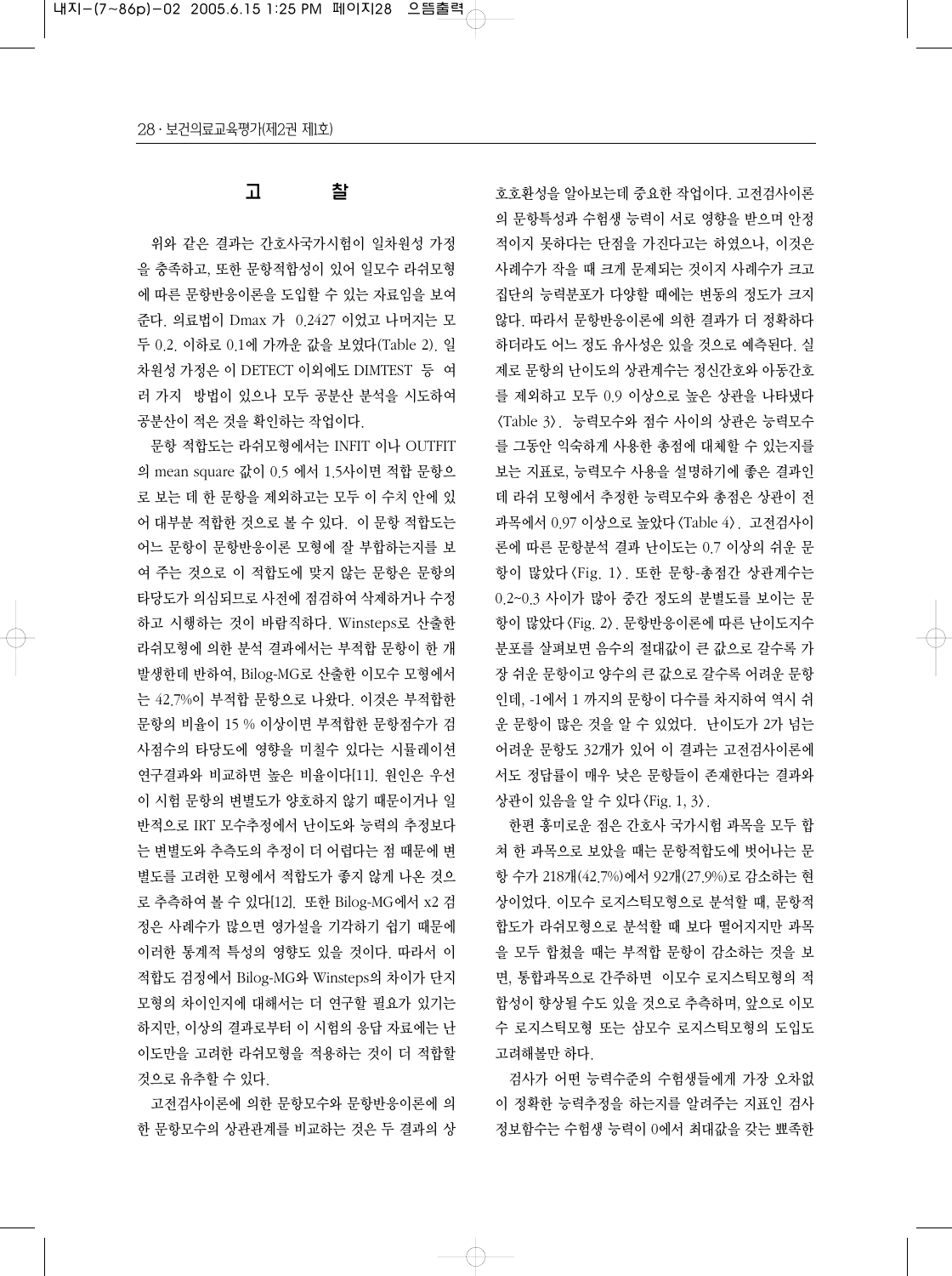## 고 찰

위와 같은 결과는 간호사국가시험이 일차원성 가정을 충족하고, 또한 문항적합성이 있어 일모수 라쉬모형에 따른 문항반응이론을 도입할 수 있는 자료임을 보여준다. 의료법이 Dmax 가 0.2427 이었고 나머지는 모두 0.2. 이하로 0.1에 가까운 값을 보였다(Table 2). 일차원성 가정은 이 DETECT 이외에도 DIMTEST 등 여러 가지 방법이 있으나 모두 공분산 분석을 시도하여 공분산이 적은 것을 확인하는 작업이다.

문항 적합도는 라쉬모형에서는 INFIT 이나 OUTFIT 의 mean square 값이 0.5 에서 1.5사이면 적합 문항으로 보는 데 한 문항을 제외하고는 모두 이 수치 안에 있어 대부분 적합한 것으로 볼 수 있다. 이 문항 적합도는 어느 문항이 문항반응이론 모형에 잘 부합하는지를 보여 주는 것으로 이 적합도에 맞지 않는 문항은 문항의 타당도가 의심되므로 사전에 점검하여 삭제하거나 수정하고 시행하는 것이 바람직하다. Winsteps로 산출한 라쉬모형에 의한 분석 결과에서는 부적합 문항이 한 개 발생한데 반하여, Bilog-MG로 산출한 이모수 모형에서는 42.7%이 부적합 문항으로 나왔다. 이것은 부적합한 문항의 비율이 15 % 이상이면 부적합한 문항점수가 검사점수의 타당도에 영향을 미칠수 있다는 시뮬레이션 연구결과와 비교하면 높은 비율이다[11]. 원인은 우선 이 시험 문항의 변별도가 양호하지 않기 때문이거나 일반적으로 IRT 모수추정에서 난이도와 능력의 추정보다는 변별도와 추측도의 추정이 더 어렵다는 점 때문에 변별도를 고려한 모형에서 적합도가 좋지 않게 나온 것으로 추측하여 볼 수 있다[12]. 또한 Bilog-MG에서 x2 검정은 사례수가 많으면 영가설을 기각하기 쉽기 때문에 이러한 통계적 특성의 영향도 있을 것이다. 따라서 이 적합도 검정에서 Bilog-MG와 Winsteps의 차이가 단지 모형의 차이인지에 대해서는 더 연구할 필요가 있기는 하지만, 이상의 결과로부터 이 시험의 응답 자료에는 난이도만을 고려한 라쉬모형을 적용하는 것이 더 적합할 것으로 유추할 수 있다.

고전검사이론에 의한 문항모수와 문항반응이론에 의한 문항모수의 상관관계를 비교하는 것은 두 결과의 상호호환성을 알아보는데 중요한 작업이다. 고전검사이론의 문항특성과 수험생 능력이 서로 영향을 받으며 안정적이지 못하다는 단점을 가진다고는 하였으나, 이것은 사례수가 작을 때 크게 문제되는 것이지 사례수가 크고 집단의 능력분포가 다양할 때에는 변동의 정도가 크지 않다. 따라서 문항반응이론에 의한 결과가 더 정확하다 하더라도 어느 정도 유사성은 있을 것으로 예측된다. 실제로 문항의 난이도의 상관계수는 정신간호와 아동간호를 제외하고 모두 0.9 이상으로 높은 상관을 나타냈다 〈Table 3〉. 능력모수와 점수 사이의 상관은 능력모수를 그동안 익숙하게 사용한 총점에 대체할 수 있는지를 보는 지표로, 능력모수 사용을 설명하기에 좋은 결과인데 라쉬 모형에서 추정한 능력모수와 총점은 상관이 전과목에서 0.97 이상으로 높았다〈Table 4〉. 고전검사이론에 따른 문항분석 결과 난이도는 0.7 이상의 쉬운 문항이 많았다〈Fig. 1〉. 또한 문항-총점간 상관계수는 0.2~0.3 사이가 많아 중간 정도의 분별도를 보이는 문항이 많았다〈Fig. 2〉. 문항반응이론에 따른 난이도지수 분포를 살펴보면 음수의 절대값이 큰 값으로 갈수록 가장 쉬운 문항이고 양수의 큰 값으로 갈수록 어려운 문항인데, -1에서 1 까지의 문항이 다수를 차지하여 역시 쉬운 문항이 많은 것을 알 수 있었다. 난이도가 2가 넘는 어려운 문항도 32개가 있어 이 결과는 고전검사이론에서도 정답률이 매우 낮은 문항들이 존재한다는 결과와 상관이 있음을 알 수 있다〈Fig. 1, 3〉.

한편 흥미로운 점은 간호사 국가시험 과목을 모두 합쳐 한 과목으로 보았을 때는 문항적합도에 벗어나는 문항 수가 218개(42.7%)에서 92개(27.9%)로 감소하는 현상이었다. 이모수 로지스틱모형으로 분석할 때, 문항적합도가 라쉬모형으로 분석할 때 보다 떨어지지만 과목을 모두 합쳤을 때는 부적합 문항이 감소하는 것을 보면, 통합과목으로 간주하면 이모수 로지스틱모형의 적합성이 향상될 수도 있을 것으로 추측하며, 앞으로 이모수 로지스틱모형 또는 삼모수 로지스틱모형의 도입도 고려해볼만 하다.

검사가 어떤 능력수준의 수험생들에게 가장 오차없이 정확한 능력추정을 하는지를 알려주는 지표인 검사정보함수는 수험생 능력이 0에서 최대값을 갖는 뾰족한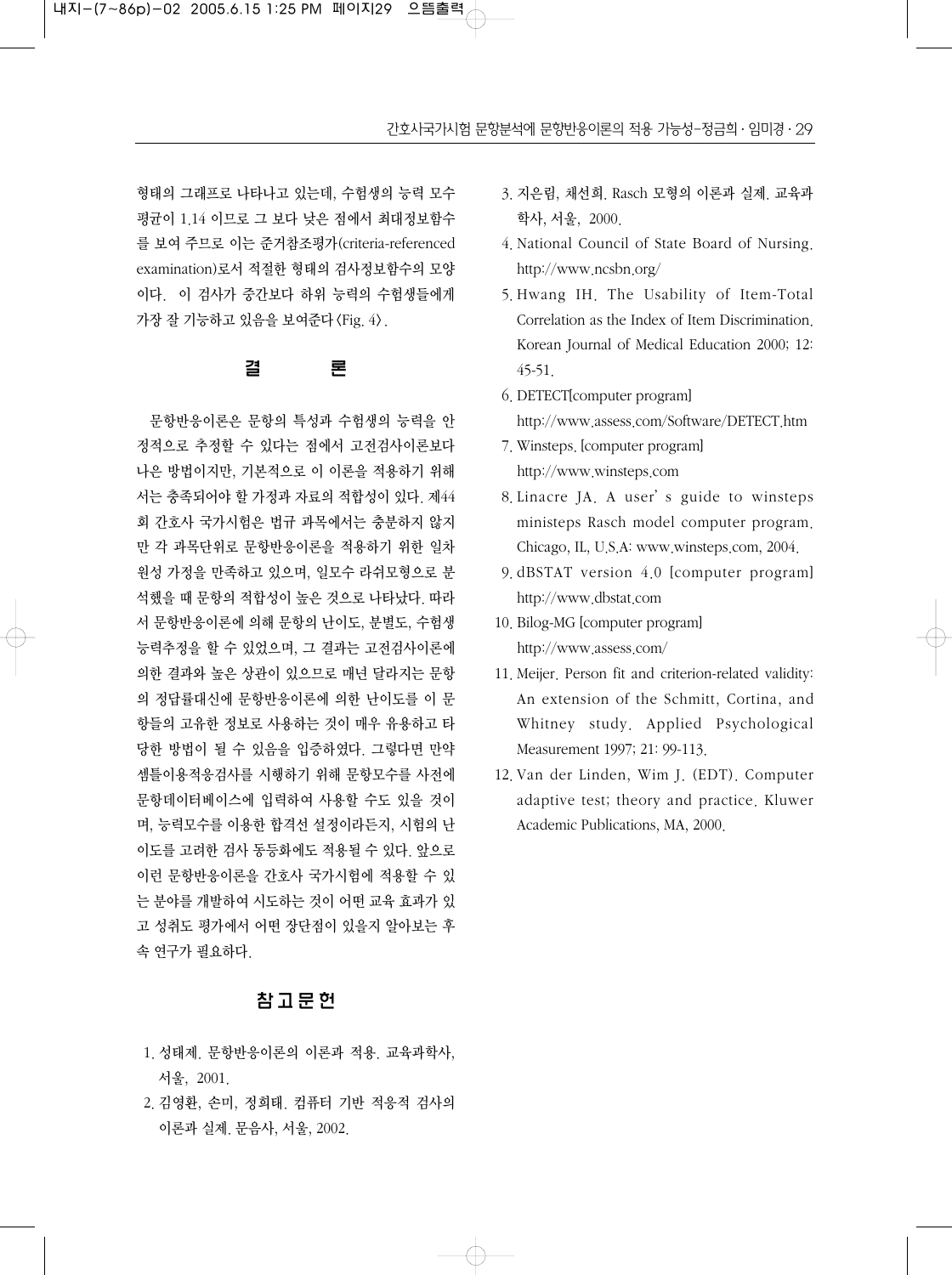형태의 그래프로 나타나고 있는데, 수험생의 능력 모수 평균이 1.14 이므로 그 보다 낮은 점에서 최대정보함수를 보여 주므로 이는 준거참조평가(criteria-referenced examination)로서 적절한 형태의 검사정보함수의 모양이다. 이 검사가 중간보다 하위 능력의 수험생들에게 가장 잘 기능하고 있음을 보여준다〈Fig. 4〉.

## 결 론

문항반응이론은 문항의 특성과 수험생의 능력을 안정적으로 추정할 수 있다는 점에서 고전검사이론보다 나은 방법이지만, 기본적으로 이 이론을 적용하기 위해서는 충족되어야 할 가정과 자료의 적합성이 있다. 제44회 간호사 국가시험은 법규 과목에서는 충분하지 않지만 각 과목단위로 문항반응이론을 적용하기 위한 일차원성 가정을 만족하고 있으며, 일모수 라쉬모형으로 분석했을 때 문항의 적합성이 높은 것으로 나타났다. 따라서 문항반응이론에 의해 문항의 난이도, 분별도, 수험생 능력추정을 할 수 있었으며, 그 결과는 고전검사이론에 의한 결과와 높은 상관이 있으므로 매년 달라지는 문항의 정답률대신에 문항반응이론에 의한 난이도를 이 문항들의 고유한 정보로 사용하는 것이 매우 유용하고 타당한 방법이 될 수 있음을 입증하였다. 그렇다면 만약 셈틀이용적응검사를 시행하기 위해 문항모수를 사전에 문항데이터베이스에 입력하여 사용할 수도 있을 것이며, 능력모수를 이용한 합격선 설정이라든지, 시험의 난이도를 고려한 검사 동등화에도 적용될 수 있다. 앞으로 이런 문항반응이론을 간호사 국가시험에 적용할 수 있는 분야를 개발하여 시도하는 것이 어떤 교육 효과가 있고 성취도 평가에서 어떤 장단점이 있을지 알아보는 후속 연구가 필요하다.

## 참고문헌

1. 성태제. 문항반응이론의 이론과 적용. 교육과학사, 서울, 2001.
2. 김영환, 손미, 정희태. 컴퓨터 기반 적응적 검사의 이론과 실제. 문음사, 서울, 2002.
3. 지은림, 채선희. Rasch 모형의 이론과 실제. 교육과학사, 서울, 2000.
4. National Council of State Board of Nursing. http://www.ncsbn.org/
5. Hwang IH. The Usability of Item-Total Correlation as the Index of Item Discrimination. Korean Journal of Medical Education 2000; 12: 45-51.
6. DETECT[computer program] http://www.assess.com/Software/DETECT.htm
7. Winsteps. [computer program] http://www.winsteps.com
8. Linacre JA. A user's guide to winsteps ministeps Rasch model computer program. Chicago, IL, U.S.A: www.winsteps.com, 2004.
9. dBSTAT version 4.0 [computer program] http://www.dbstat.com
10. Bilog-MG [computer program] http://www.assess.com/
11. Meijer. Person fit and criterion-related validity: An extension of the Schmitt, Cortina, and Whitney study. Applied Psychological Measurement 1997; 21: 99-113.
12. Van der Linden, Wim J. (EDT). Computer adaptive test; theory and practice. Kluwer Academic Publications, MA, 2000.